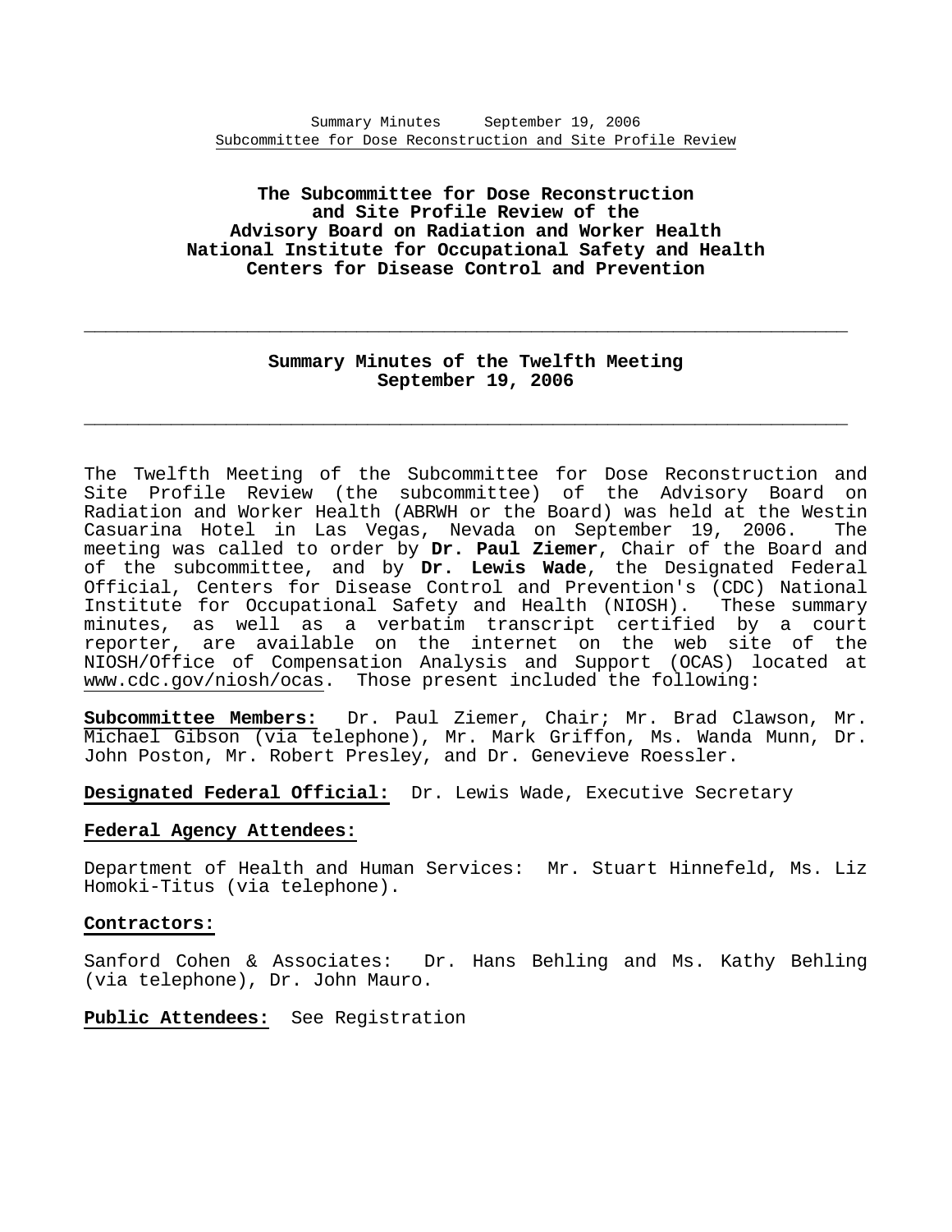**The Subcommittee for Dose Reconstruction and Site Profile Review of the Advisory Board on Radiation and Worker Health National Institute for Occupational Safety and Health Centers for Disease Control and Prevention**

---

## Summary Minutes of the Twelfth Meeting September 19, 2006

---

The Twelfth Meeting of the Subcommittee for Dose Reconstruction and Site Profile Review (the subcommittee) of the Advisory Board on Radiation and Worker Health (ABRWH or the Board) was held at the Westin Casuarina Hotel in Las Vegas, Nevada on September 19, 2006. The meeting was called to order by **Dr. Paul Ziemer**, Chair of the Board and of the subcommittee, and by **Dr. Lewis Wade**, the Designated Federal Official, Centers for Disease Control and Prevention's (CDC) National Institute for Occupational Safety and Health (NIOSH). These summary minutes, as well as a verbatim transcript certified by a court reporter, are available on the internet on the web site of the NIOSH/Office of Compensation Analysis and Support (OCAS) located at www.cdc.gov/niosh/ocas. Those present included the following:

**Subcommittee Members:** Dr. Paul Ziemer, Chair; Mr. Brad Clawson, Mr. Michael Gibson (via telephone), Mr. Mark Griffon, Ms. Wanda Munn, Dr. John Poston, Mr. Robert Presley, and Dr. Genevieve Roessler.

**Designated Federal Official:** Dr. Lewis Wade, Executive Secretary

**Federal Agency Attendees:**

Department of Health and Human Services: Mr. Stuart Hinnefeld, Ms. Liz Homoki-Titus (via telephone).

**Contractors:**

Sanford Cohen & Associates: Dr. Hans Behling and Ms. Kathy Behling (via telephone), Dr. John Mauro.

**Public Attendees:** See Registration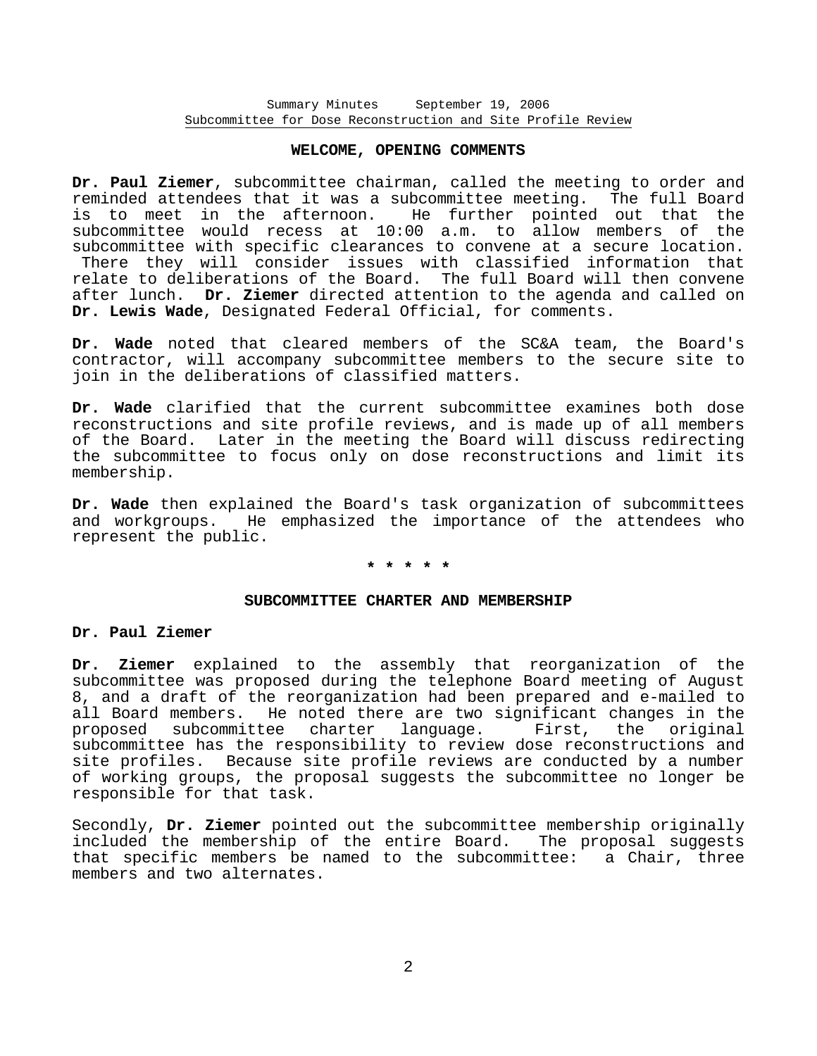## WELCOME, OPENING COMMENTS

**Dr. Paul Ziemer**, subcommittee chairman, called the meeting to order and reminded attendees that it was a subcommittee meeting. The full Board is to meet in the afternoon. He further pointed out that the subcommittee would recess at 10:00 a.m. to allow members of the subcommittee with specific clearances to convene at a secure location. There they will consider issues with classified information that relate to deliberations of the Board. The full Board will then convene after lunch. **Dr. Ziemer** directed attention to the agenda and called on **Dr. Lewis Wade**, Designated Federal Official, for comments.

**Dr. Wade** noted that cleared members of the SC&A team, the Board's contractor, will accompany subcommittee members to the secure site to join in the deliberations of classified matters.

**Dr. Wade** clarified that the current subcommittee examines both dose reconstructions and site profile reviews, and is made up of all members of the Board. Later in the meeting the Board will discuss redirecting the subcommittee to focus only on dose reconstructions and limit its membership.

**Dr. Wade** then explained the Board's task organization of subcommittees and workgroups. He emphasized the importance of the attendees who represent the public.

\* \* \* \* \*

## SUBCOMMITTEE CHARTER AND MEMBERSHIP

**Dr. Paul Ziemer**

**Dr. Ziemer** explained to the assembly that reorganization of the subcommittee was proposed during the telephone Board meeting of August 8, and a draft of the reorganization had been prepared and e-mailed to all Board members. He noted there are two significant changes in the proposed subcommittee charter language. First, the original subcommittee has the responsibility to review dose reconstructions and site profiles. Because site profile reviews are conducted by a number of working groups, the proposal suggests the subcommittee no longer be responsible for that task.

Secondly, **Dr. Ziemer** pointed out the subcommittee membership originally included the membership of the entire Board. The proposal suggests that specific members be named to the subcommittee: a Chair, three members and two alternates.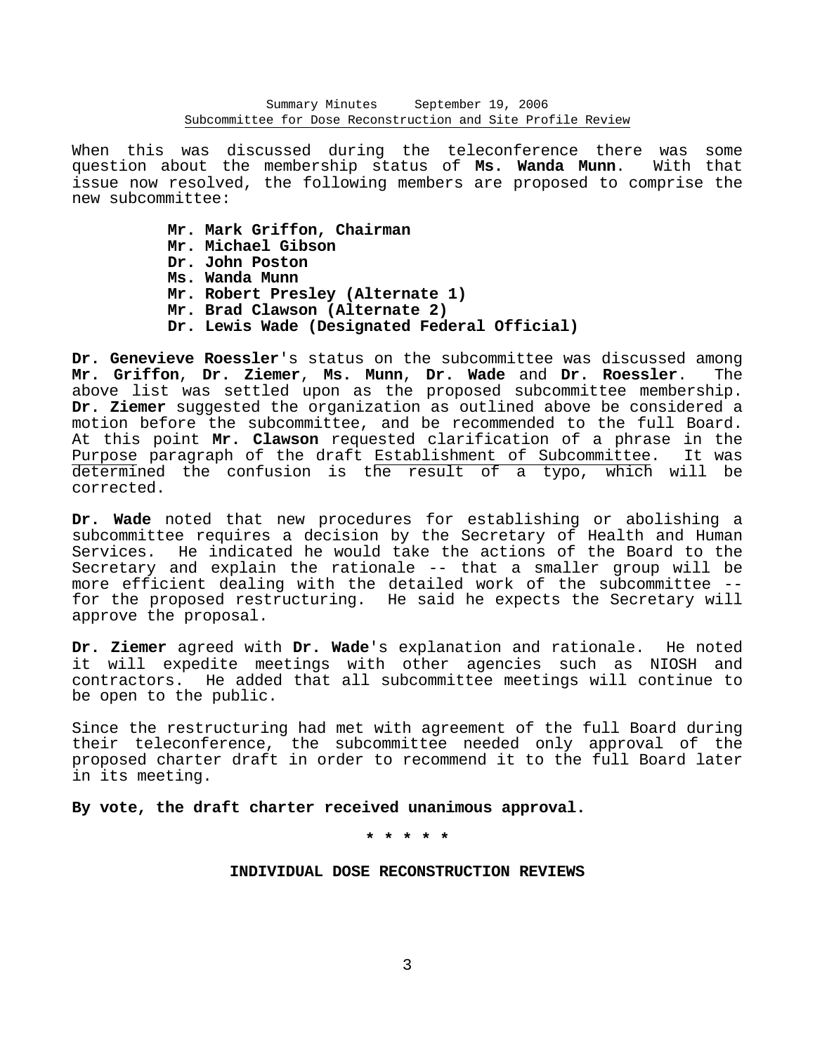When this was discussed during the teleconference there was some question about the membership status of **Ms. Wanda Munn**. With that issue now resolved, the following members are proposed to comprise the new subcommittee:

> **Mr. Mark Griffon, Chairman**
> **Mr. Michael Gibson**
> **Dr. John Poston**
> **Ms. Wanda Munn**
> **Mr. Robert Presley (Alternate 1)**
> **Mr. Brad Clawson (Alternate 2)**
> **Dr. Lewis Wade (Designated Federal Official)**

**Dr. Genevieve Roessler**'s status on the subcommittee was discussed among **Mr. Griffon**, **Dr. Ziemer**, **Ms. Munn**, **Dr. Wade** and **Dr. Roessler**. The above list was settled upon as the proposed subcommittee membership. **Dr. Ziemer** suggested the organization as outlined above be considered a motion before the subcommittee, and be recommended to the full Board. At this point **Mr. Clawson** requested clarification of a phrase in the Purpose paragraph of the draft Establishment of Subcommittee. It was determined the confusion is the result of a typo, which will be corrected.

**Dr. Wade** noted that new procedures for establishing or abolishing a subcommittee requires a decision by the Secretary of Health and Human Services. He indicated he would take the actions of the Board to the Secretary and explain the rationale -- that a smaller group will be more efficient dealing with the detailed work of the subcommittee -- for the proposed restructuring. He said he expects the Secretary will approve the proposal.

**Dr. Ziemer** agreed with **Dr. Wade**'s explanation and rationale. He noted it will expedite meetings with other agencies such as NIOSH and contractors. He added that all subcommittee meetings will continue to be open to the public.

Since the restructuring had met with agreement of the full Board during their teleconference, the subcommittee needed only approval of the proposed charter draft in order to recommend it to the full Board later in its meeting.

**By vote, the draft charter received unanimous approval.**

**\* \* \* \* \***

## INDIVIDUAL DOSE RECONSTRUCTION REVIEWS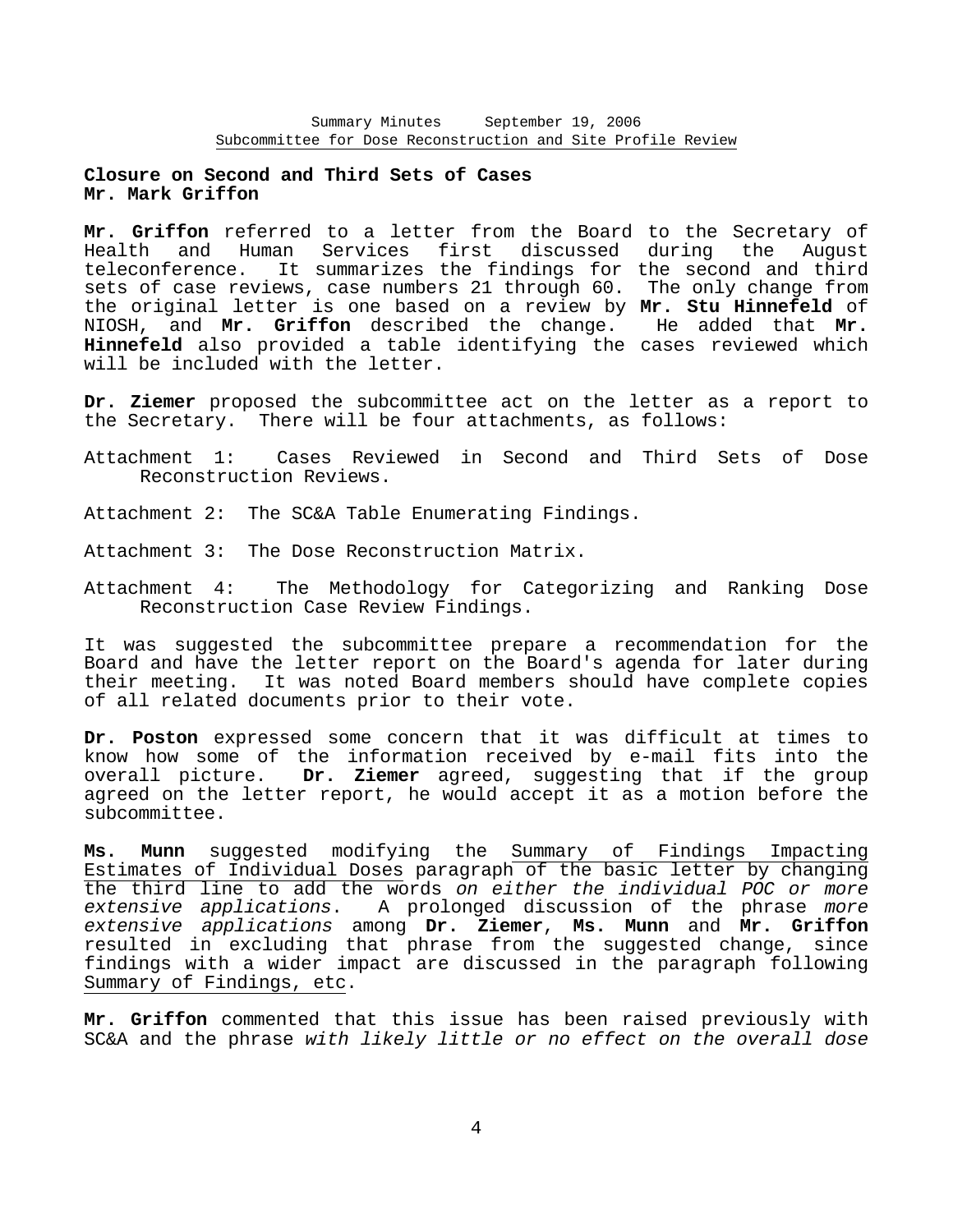**Closure on Second and Third Sets of Cases**
**Mr. Mark Griffon**

**Mr. Griffon** referred to a letter from the Board to the Secretary of Health and Human Services first discussed during the August teleconference. It summarizes the findings for the second and third sets of case reviews, case numbers 21 through 60. The only change from the original letter is one based on a review by **Mr. Stu Hinnefeld** of NIOSH, and **Mr. Griffon** described the change. He added that **Mr. Hinnefeld** also provided a table identifying the cases reviewed which will be included with the letter.

**Dr. Ziemer** proposed the subcommittee act on the letter as a report to the Secretary. There will be four attachments, as follows:

Attachment 1: Cases Reviewed in Second and Third Sets of Dose Reconstruction Reviews.

Attachment 2: The SC&A Table Enumerating Findings.

Attachment 3: The Dose Reconstruction Matrix.

Attachment 4: The Methodology for Categorizing and Ranking Dose Reconstruction Case Review Findings.

It was suggested the subcommittee prepare a recommendation for the Board and have the letter report on the Board's agenda for later during their meeting. It was noted Board members should have complete copies of all related documents prior to their vote.

**Dr. Poston** expressed some concern that it was difficult at times to know how some of the information received by e-mail fits into the overall picture. **Dr. Ziemer** agreed, suggesting that if the group agreed on the letter report, he would accept it as a motion before the subcommittee.

**Ms. Munn** suggested modifying the Summary of Findings Impacting Estimates of Individual Doses paragraph of the basic letter by changing the third line to add the words *on either the individual POC or more extensive applications*. A prolonged discussion of the phrase *more extensive applications* among **Dr. Ziemer**, **Ms. Munn** and **Mr. Griffon** resulted in excluding that phrase from the suggested change, since findings with a wider impact are discussed in the paragraph following Summary of Findings, etc.

**Mr. Griffon** commented that this issue has been raised previously with SC&A and the phrase *with likely little or no effect on the overall dose*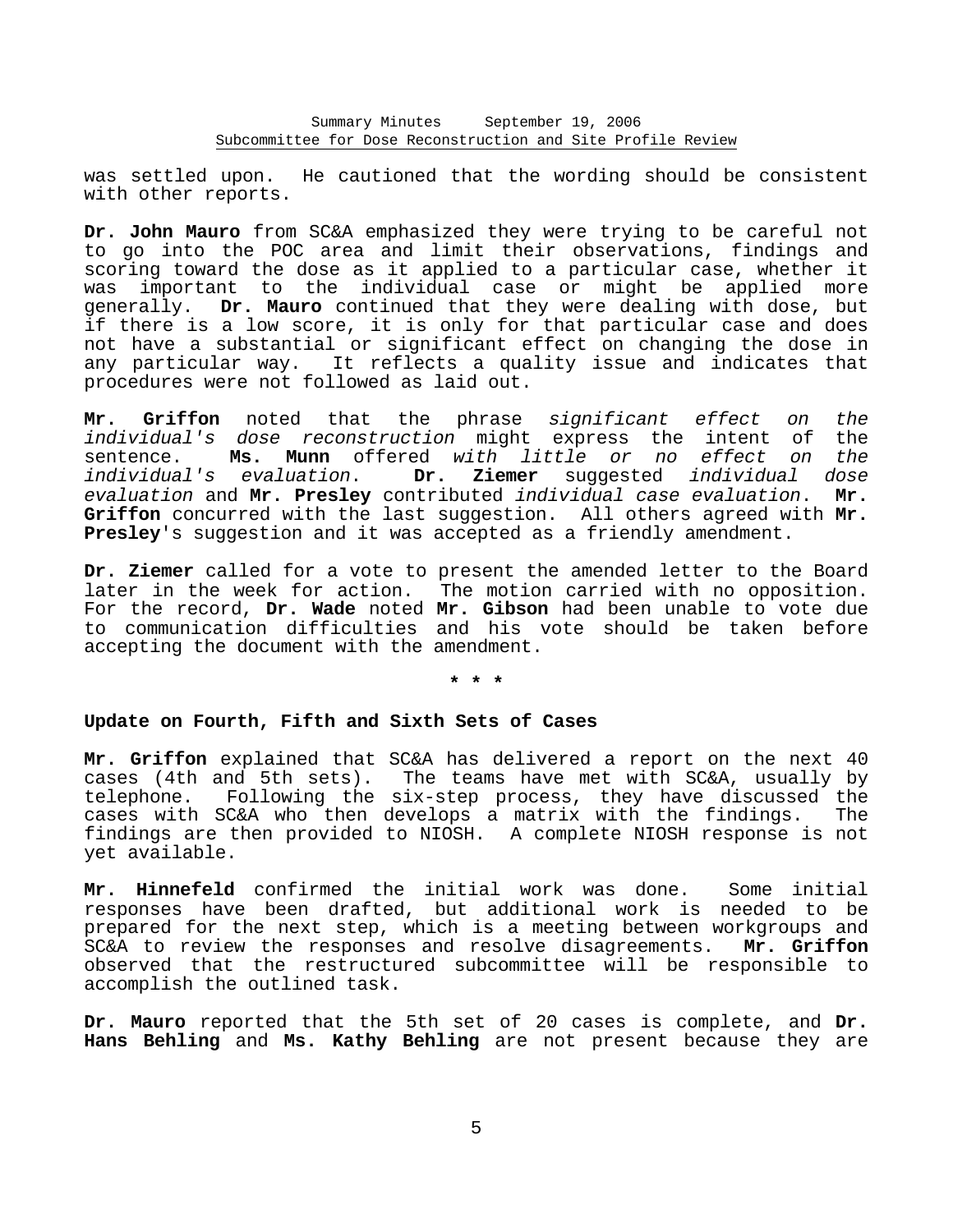was settled upon. He cautioned that the wording should be consistent with other reports.

**Dr. John Mauro** from SC&A emphasized they were trying to be careful not to go into the POC area and limit their observations, findings and scoring toward the dose as it applied to a particular case, whether it was important to the individual case or might be applied more generally. **Dr. Mauro** continued that they were dealing with dose, but if there is a low score, it is only for that particular case and does not have a substantial or significant effect on changing the dose in any particular way. It reflects a quality issue and indicates that procedures were not followed as laid out.

**Mr. Griffon** noted that the phrase *significant effect on the individual's dose reconstruction* might express the intent of the sentence. **Ms. Munn** offered *with little or no effect on the individual's evaluation*. **Dr. Ziemer** suggested *individual dose evaluation* and **Mr. Presley** contributed *individual case evaluation*. **Mr. Griffon** concurred with the last suggestion. All others agreed with **Mr. Presley**'s suggestion and it was accepted as a friendly amendment.

**Dr. Ziemer** called for a vote to present the amended letter to the Board later in the week for action. The motion carried with no opposition. For the record, **Dr. Wade** noted **Mr. Gibson** had been unable to vote due to communication difficulties and his vote should be taken before accepting the document with the amendment.

* * *

**Update on Fourth, Fifth and Sixth Sets of Cases**

**Mr. Griffon** explained that SC&A has delivered a report on the next 40 cases (4th and 5th sets). The teams have met with SC&A, usually by telephone. Following the six-step process, they have discussed the cases with SC&A who then develops a matrix with the findings. The findings are then provided to NIOSH. A complete NIOSH response is not yet available.

**Mr. Hinnefeld** confirmed the initial work was done. Some initial responses have been drafted, but additional work is needed to be prepared for the next step, which is a meeting between workgroups and SC&A to review the responses and resolve disagreements. **Mr. Griffon** observed that the restructured subcommittee will be responsible to accomplish the outlined task.

**Dr. Mauro** reported that the 5th set of 20 cases is complete, and **Dr. Hans Behling** and **Ms. Kathy Behling** are not present because they are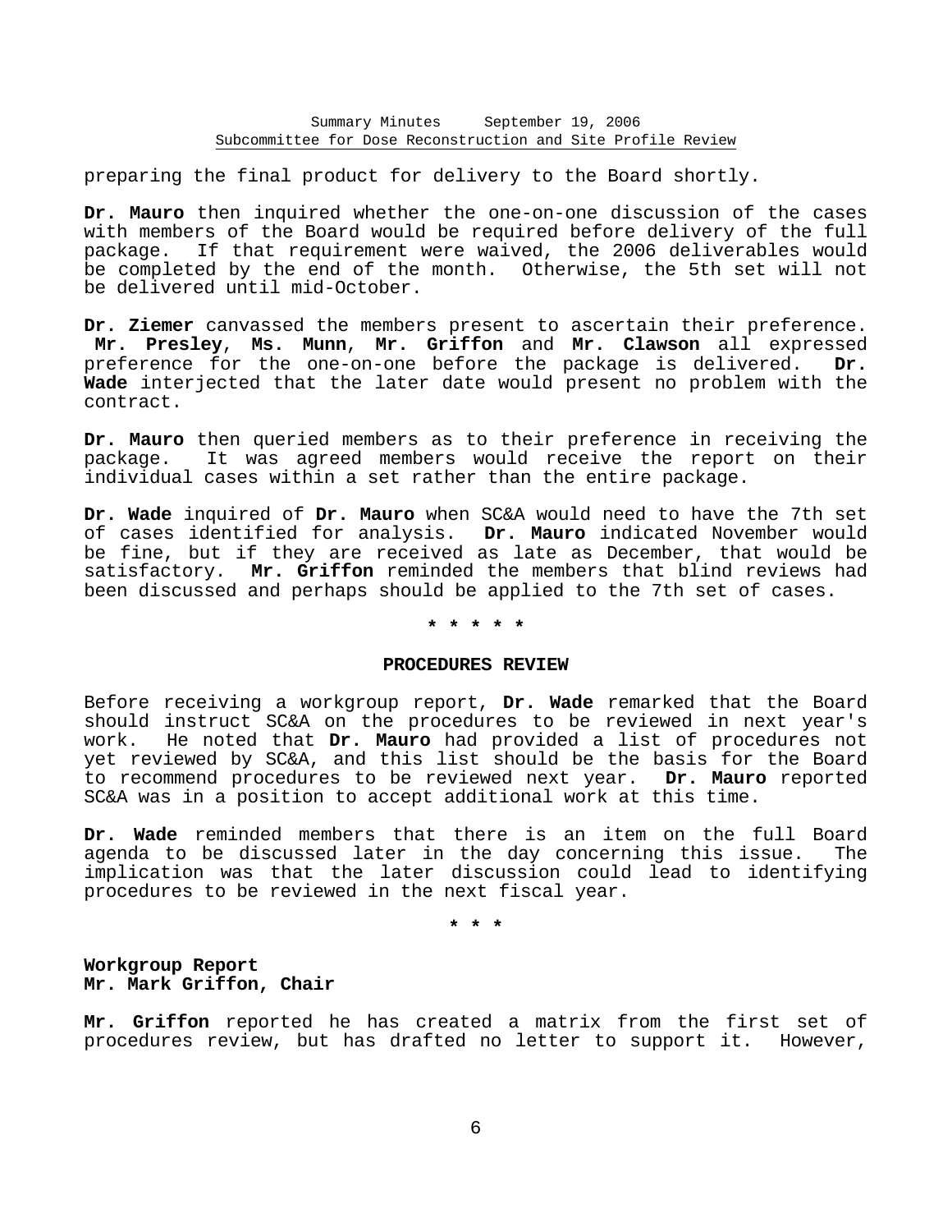preparing the final product for delivery to the Board shortly.

**Dr. Mauro** then inquired whether the one-on-one discussion of the cases with members of the Board would be required before delivery of the full package. If that requirement were waived, the 2006 deliverables would be completed by the end of the month. Otherwise, the 5th set will not be delivered until mid-October.

**Dr. Ziemer** canvassed the members present to ascertain their preference. **Mr. Presley**, **Ms. Munn**, **Mr. Griffon** and **Mr. Clawson** all expressed preference for the one-on-one before the package is delivered. **Dr. Wade** interjected that the later date would present no problem with the contract.

**Dr. Mauro** then queried members as to their preference in receiving the package. It was agreed members would receive the report on their individual cases within a set rather than the entire package.

**Dr. Wade** inquired of **Dr. Mauro** when SC&A would need to have the 7th set of cases identified for analysis. **Dr. Mauro** indicated November would be fine, but if they are received as late as December, that would be satisfactory. **Mr. Griffon** reminded the members that blind reviews had been discussed and perhaps should be applied to the 7th set of cases.

\* \* \* \* \*

**PROCEDURES REVIEW**

Before receiving a workgroup report, **Dr. Wade** remarked that the Board should instruct SC&A on the procedures to be reviewed in next year's work. He noted that **Dr. Mauro** had provided a list of procedures not yet reviewed by SC&A, and this list should be the basis for the Board to recommend procedures to be reviewed next year. **Dr. Mauro** reported SC&A was in a position to accept additional work at this time.

**Dr. Wade** reminded members that there is an item on the full Board agenda to be discussed later in the day concerning this issue. The implication was that the later discussion could lead to identifying procedures to be reviewed in the next fiscal year.

\* \* \*

**Workgroup Report**
**Mr. Mark Griffon, Chair**

**Mr. Griffon** reported he has created a matrix from the first set of procedures review, but has drafted no letter to support it. However,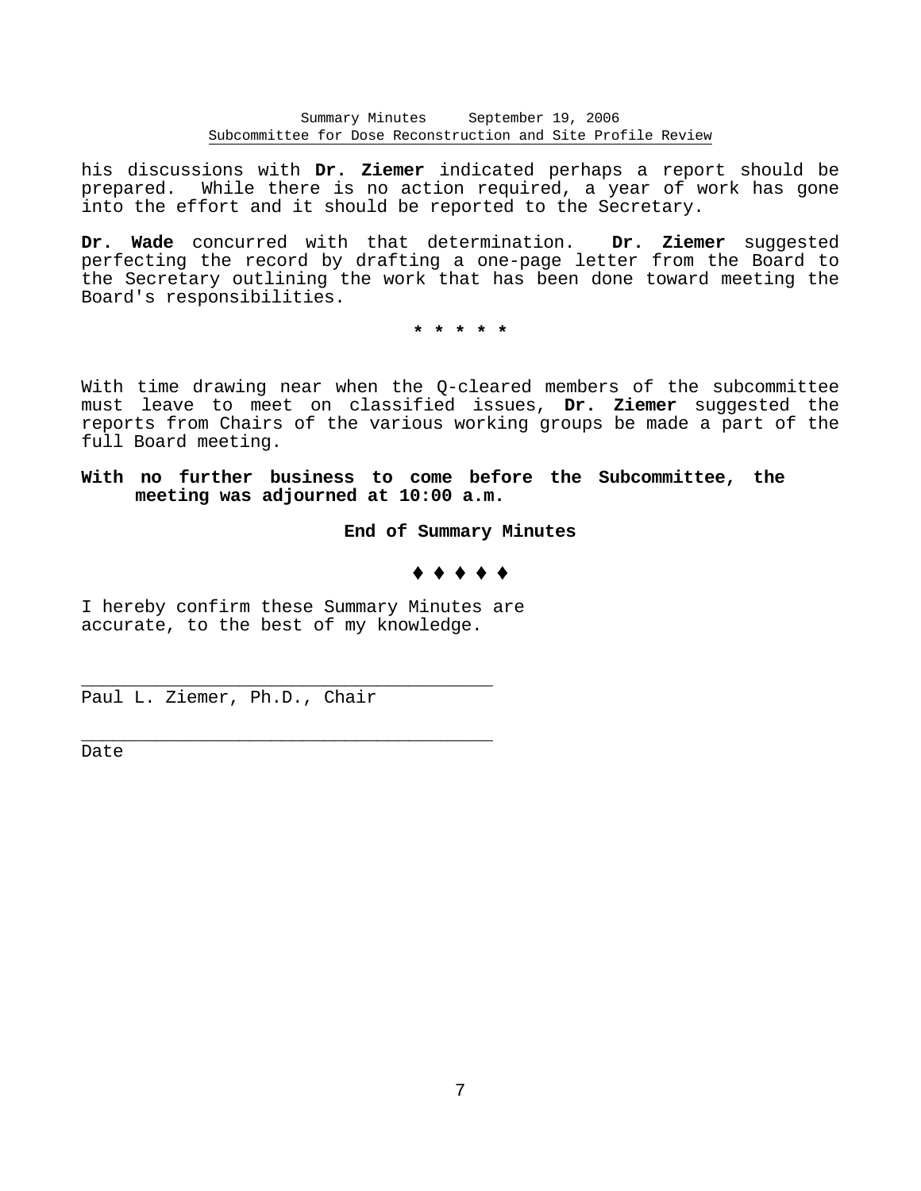his discussions with **Dr. Ziemer** indicated perhaps a report should be prepared. While there is no action required, a year of work has gone into the effort and it should be reported to the Secretary.

**Dr. Wade** concurred with that determination. **Dr. Ziemer** suggested perfecting the record by drafting a one-page letter from the Board to the Secretary outlining the work that has been done toward meeting the Board's responsibilities.

**\* \* \* \* \***

With time drawing near when the Q-cleared members of the subcommittee must leave to meet on classified issues, **Dr. Ziemer** suggested the reports from Chairs of the various working groups be made a part of the full Board meeting.

**With no further business to come before the Subcommittee, the meeting was adjourned at 10:00 a.m.**

**End of Summary Minutes**

♦ ♦ ♦ ♦ ♦

I hereby confirm these Summary Minutes are accurate, to the best of my knowledge.

_______________________________________
Paul L. Ziemer, Ph.D., Chair

_______________________________________
Date